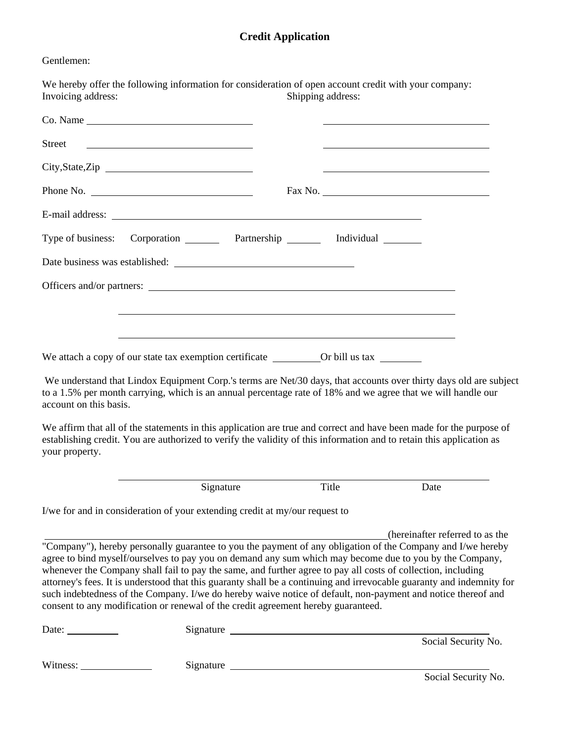# Credit Application

Gentlemen:

We hereby offer the following information for consideration of open account credit with your company:

Invoicing address: Shipping address:

Co. Name ______________________________ ______________________________

Street ______________________________ ______________________________

City,State,Zip ______________________________ ______________________________

Phone No. ______________________________ Fax No. ______________________________

E-mail address: ________________________________________________________

Type of business: Corporation _______ Partnership _______ Individual _______

Date business was established: ______________________________

Officers and/or partners: ________________________________________________________

________________________________________________________

________________________________________________________

We attach a copy of our state tax exemption certificate _________Or bill us tax ________

We understand that Lindox Equipment Corp.'s terms are Net/30 days, that accounts over thirty days old are subject to a 1.5% per month carrying, which is an annual percentage rate of 18% and we agree that we will handle our account on this basis.

We affirm that all of the statements in this application are true and correct and have been made for the purpose of establishing credit. You are authorized to verify the validity of this information and to retain this application as your property.

________________________________________________________

Signature Title Date

I/we for and in consideration of your extending credit at my/our request to

________________________________________________________(hereinafter referred to as the "Company"), hereby personally guarantee to you the payment of any obligation of the Company and I/we hereby agree to bind myself/ourselves to pay you on demand any sum which may become due to you by the Company, whenever the Company shall fail to pay the same, and further agree to pay all costs of collection, including attorney's fees. It is understood that this guaranty shall be a continuing and irrevocable guaranty and indemnity for such indebtedness of the Company. I/we do hereby waive notice of default, non-payment and notice thereof and consent to any modification or renewal of the credit agreement hereby guaranteed.

Date: __________ Signature ________________________________________

Social Security No.

Witness: _____________ Signature ________________________________________

Social Security No.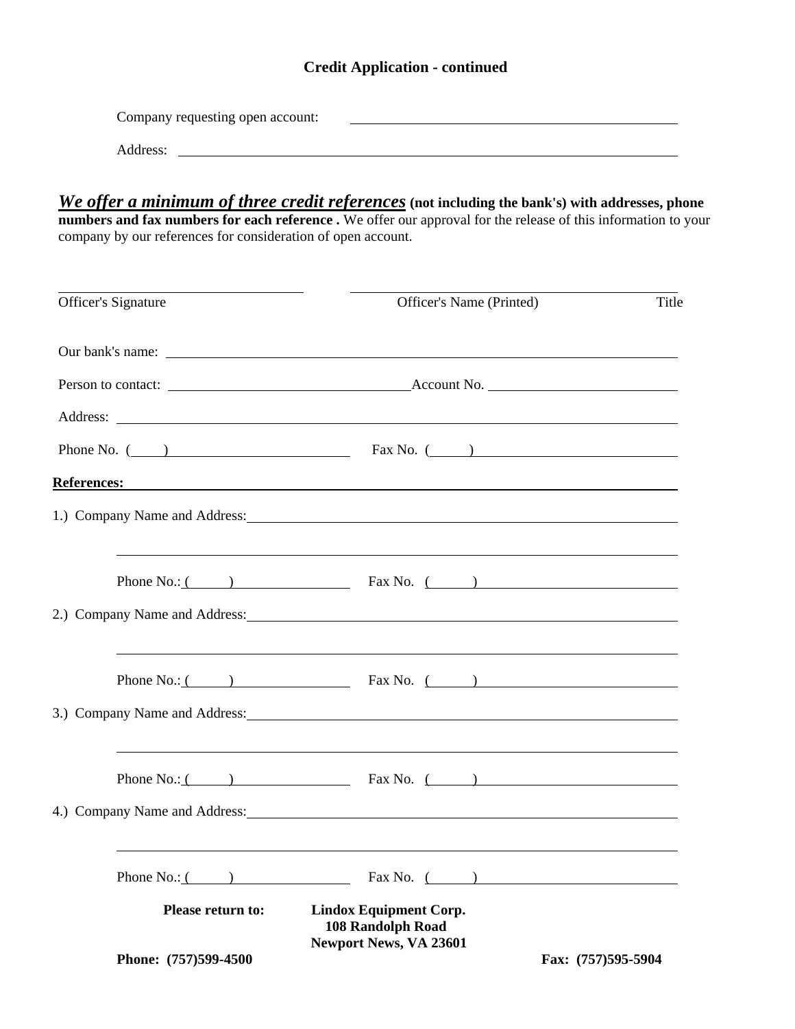# Credit Application - continued

Company requesting open account: ______________________________

Address: ______________________________

***We offer a minimum of three credit references*** **(not including the bank's) with addresses, phone numbers and fax numbers for each reference .** We offer our approval for the release of this information to your company by our references for consideration of open account.

______________________________ ______________________________

Officer's Signature Officer's Name (Printed) Title

Our bank's name: ______________________________

Person to contact: ______________________________ Account No. ______________________________

Address: ______________________________

Phone No. (     ) ______________________________ Fax No. (     ) ______________________________

**References:**

1.) Company Name and Address: ______________________________

______________________________

Phone No.: (     ) ______________________________ Fax No. (     ) ______________________________

2.) Company Name and Address: ______________________________

______________________________

Phone No.: (     ) ______________________________ Fax No. (     ) ______________________________

3.) Company Name and Address: ______________________________

______________________________

Phone No.: (     ) ______________________________ Fax No. (     ) ______________________________

4.) Company Name and Address: ______________________________

______________________________

Phone No.: (     ) ______________________________ Fax No. (     ) ______________________________

**Please return to:** **Lindox Equipment Corp.**
**108 Randolph Road**
**Newport News, VA 23601**

**Phone: (757)599-4500** **Fax: (757)595-5904**